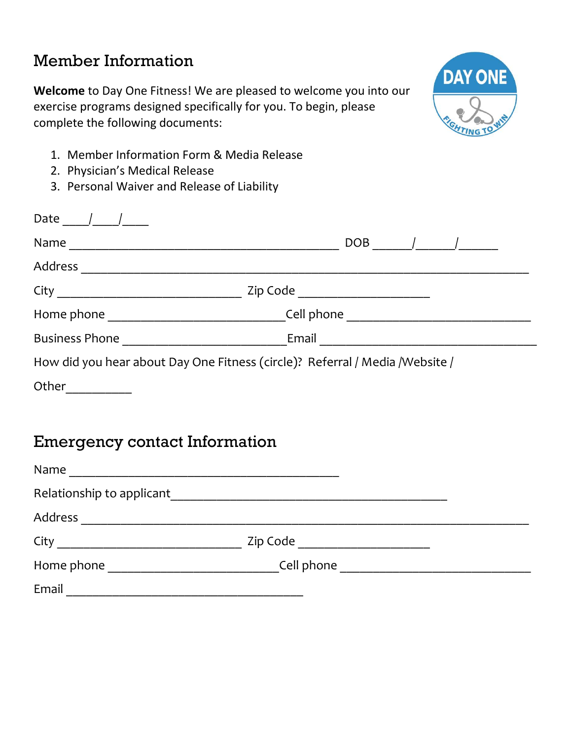## Member Information

**Welcome** to Day One Fitness! We are pleased to welcome you into our exercise programs designed specifically for you. To begin, please complete the following documents:

1. Member Information Form & Media Release
2. Physician's Medical Release
3. Personal Waiver and Release of Liability

Date ____/____/____

Name ___________________________________________ DOB ______/______/______

Address _________________________________________________________________________

City _____________________________ Zip Code ____________________

Home phone ___________________________ Cell phone _____________________________

Business Phone _________________________ Email __________________________________

How did you hear about Day One Fitness (circle)? Referral / Media /Website /

Other__________

## Emergency contact Information

Name ___________________________________________

Relationship to applicant_____________________________________________

Address _________________________________________________________________________

City _____________________________ Zip Code ____________________

Home phone ___________________________ Cell phone _____________________________

Email ______________________________________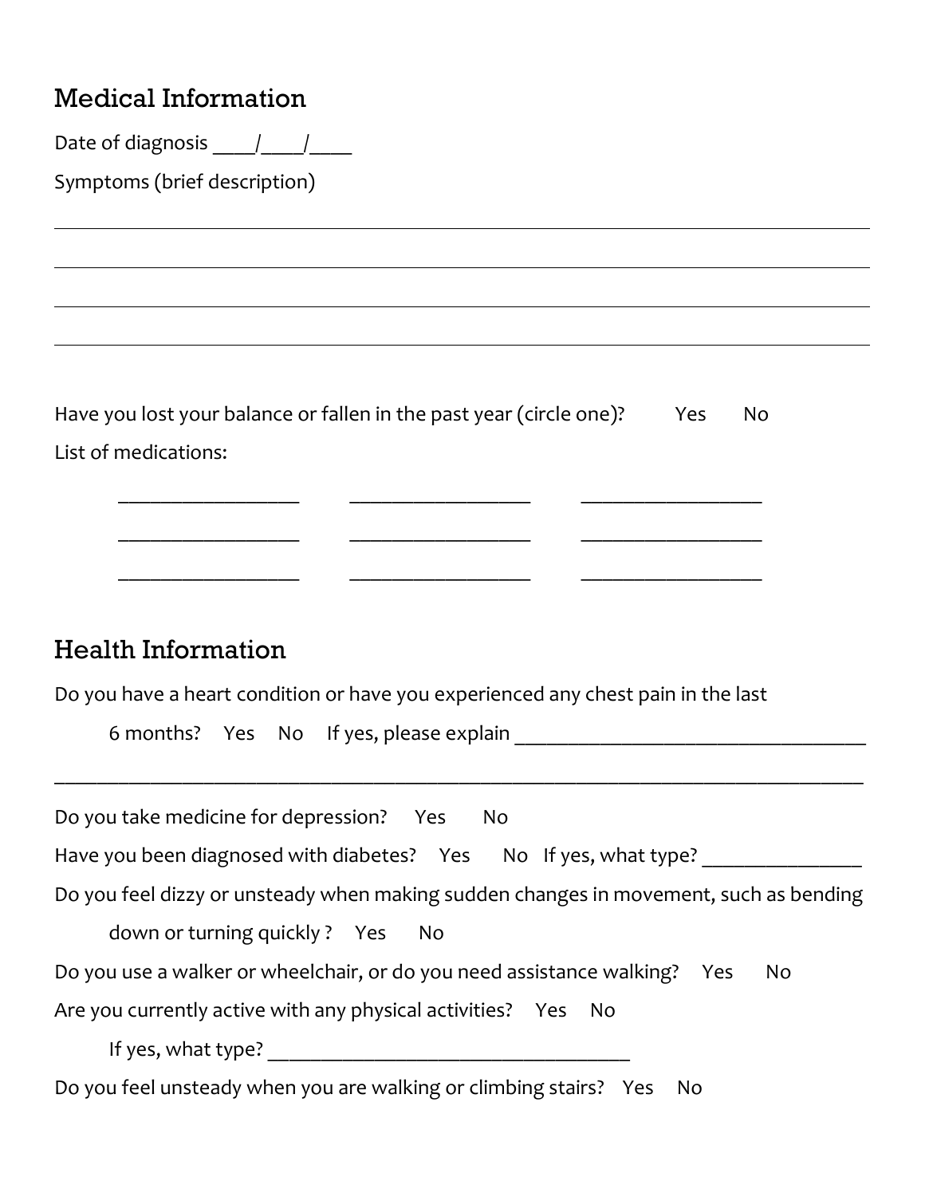## Medical Information

Date of diagnosis ____/____/____

Symptoms (brief description)

______________________________________________________________________________

______________________________________________________________________________

______________________________________________________________________________

______________________________________________________________________________

Have you lost your balance or fallen in the past year (circle one)? Yes No

List of medications:

_________________ _________________ _________________

_________________ _________________ _________________

_________________ _________________ _________________

## Health Information

Do you have a heart condition or have you experienced any chest pain in the last 6 months? Yes No If yes, please explain _________________________________

______________________________________________________________________________

Do you take medicine for depression? Yes No

Have you been diagnosed with diabetes? Yes No If yes, what type? _______________

Do you feel dizzy or unsteady when making sudden changes in movement, such as bending down or turning quickly ? Yes No

Do you use a walker or wheelchair, or do you need assistance walking? Yes No

Are you currently active with any physical activities? Yes No

If yes, what type? __________________________________

Do you feel unsteady when you are walking or climbing stairs? Yes No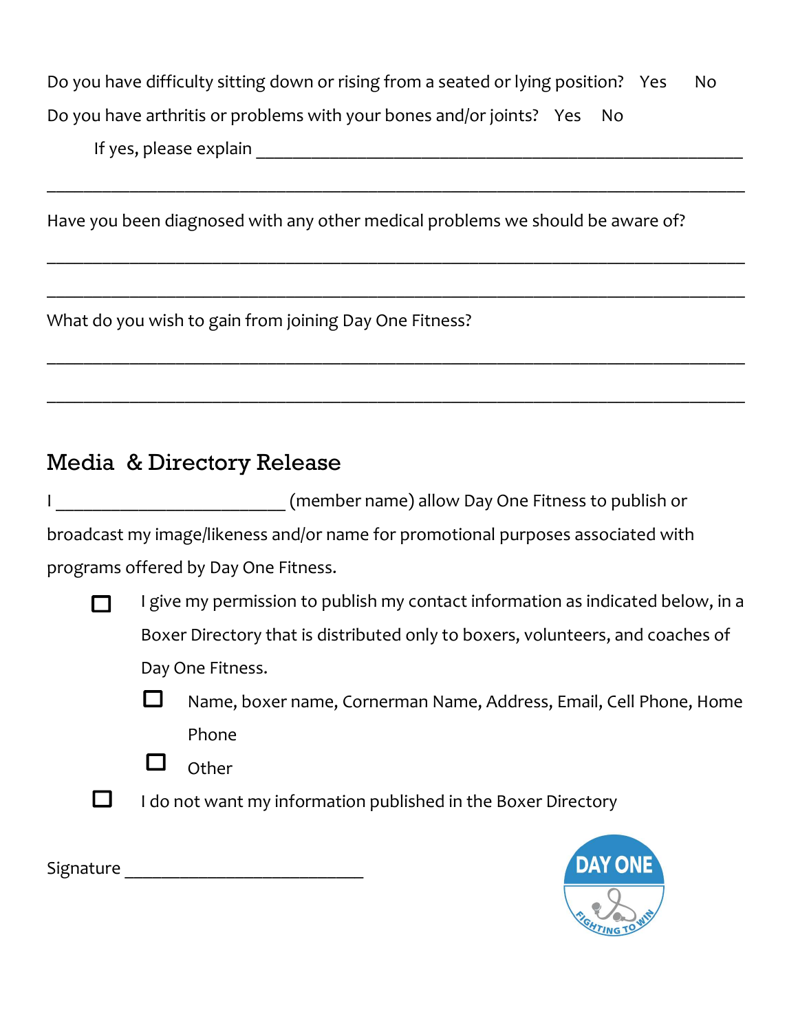Do you have difficulty sitting down or rising from a seated or lying position? Yes No

Do you have arthritis or problems with your bones and/or joints? Yes No

If yes, please explain ______________________________________________________

________________________________________________________________________________

Have you been diagnosed with any other medical problems we should be aware of?

________________________________________________________________________________

________________________________________________________________________________

What do you wish to gain from joining Day One Fitness?

________________________________________________________________________________

________________________________________________________________________________

## Media & Directory Release

I _________________________ (member name) allow Day One Fitness to publish or broadcast my image/likeness and/or name for promotional purposes associated with programs offered by Day One Fitness.

- ☐ I give my permission to publish my contact information as indicated below, in a Boxer Directory that is distributed only to boxers, volunteers, and coaches of Day One Fitness.
  - ☐ Name, boxer name, Cornerman Name, Address, Email, Cell Phone, Home Phone
  - ☐ Other
- ☐ I do not want my information published in the Boxer Directory

Signature ___________________________

DAY ONE
FIGHTING TO WIN